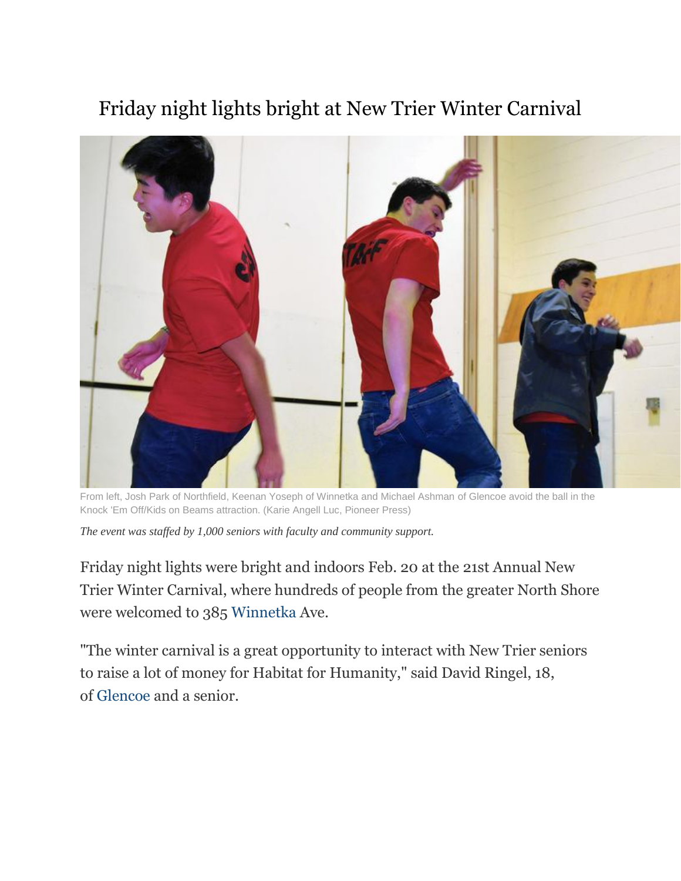# Friday night lights bright at New Trier Winter Carnival

From left, Josh Park of Northfield, Keenan Yoseph of Winnetka and Michael Ashman of Glencoe avoid the ball in the Knock 'Em Off/Kids on Beams attraction. (Karie Angell Luc, Pioneer Press)

*The event was staffed by 1,000 seniors with faculty and community support.*

Friday night lights were bright and indoors Feb. 20 at the 21st Annual New Trier Winter Carnival, where hundreds of people from the greater North Shore were welcomed to 385 Winnetka Ave.

"The winter carnival is a great opportunity to interact with New Trier seniors to raise a lot of money for Habitat for Humanity," said David Ringel, 18, of Glencoe and a senior.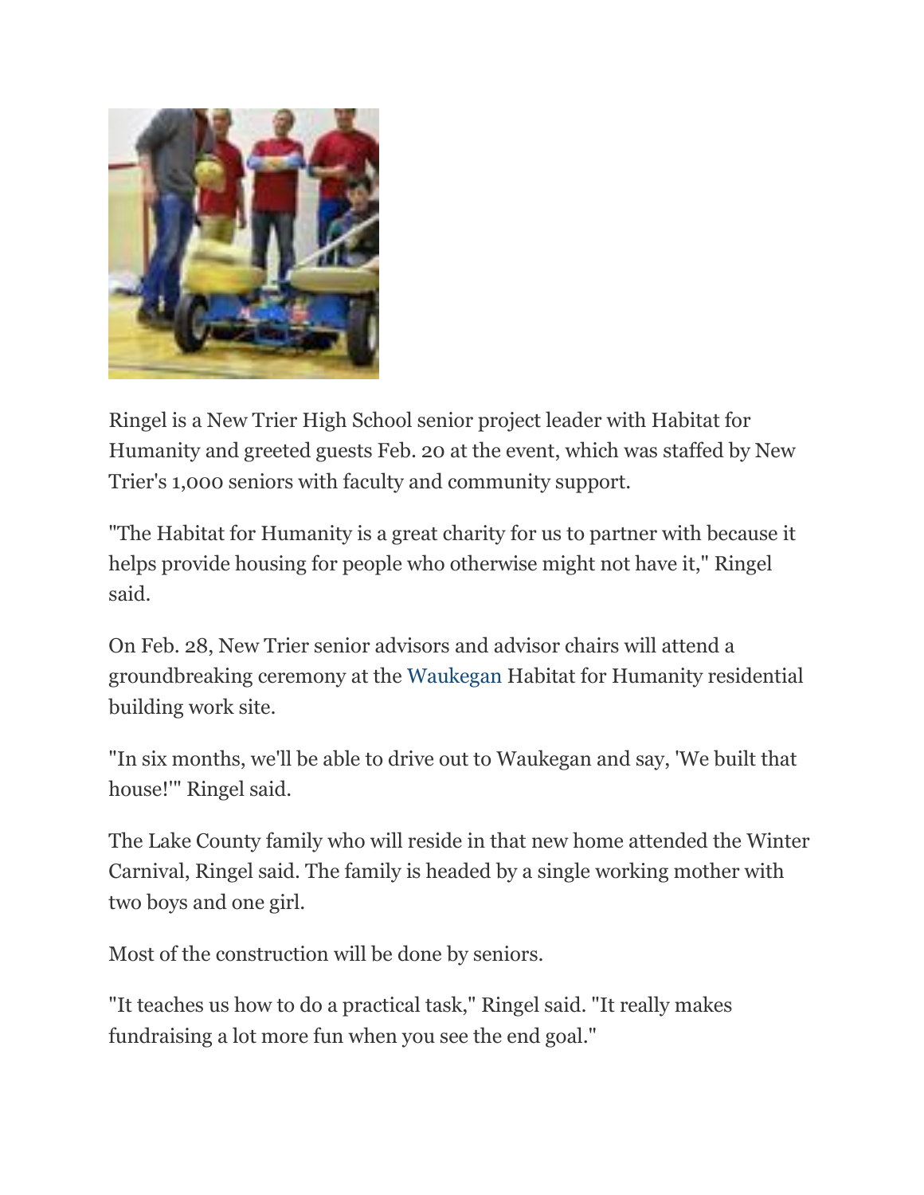Ringel is a New Trier High School senior project leader with Habitat for Humanity and greeted guests Feb. 20 at the event, which was staffed by New Trier's 1,000 seniors with faculty and community support.

"The Habitat for Humanity is a great charity for us to partner with because it helps provide housing for people who otherwise might not have it," Ringel said.

On Feb. 28, New Trier senior advisors and advisor chairs will attend a groundbreaking ceremony at the Waukegan Habitat for Humanity residential building work site.

"In six months, we'll be able to drive out to Waukegan and say, 'We built that house!'" Ringel said.

The Lake County family who will reside in that new home attended the Winter Carnival, Ringel said. The family is headed by a single working mother with two boys and one girl.

Most of the construction will be done by seniors.

"It teaches us how to do a practical task," Ringel said. "It really makes fundraising a lot more fun when you see the end goal."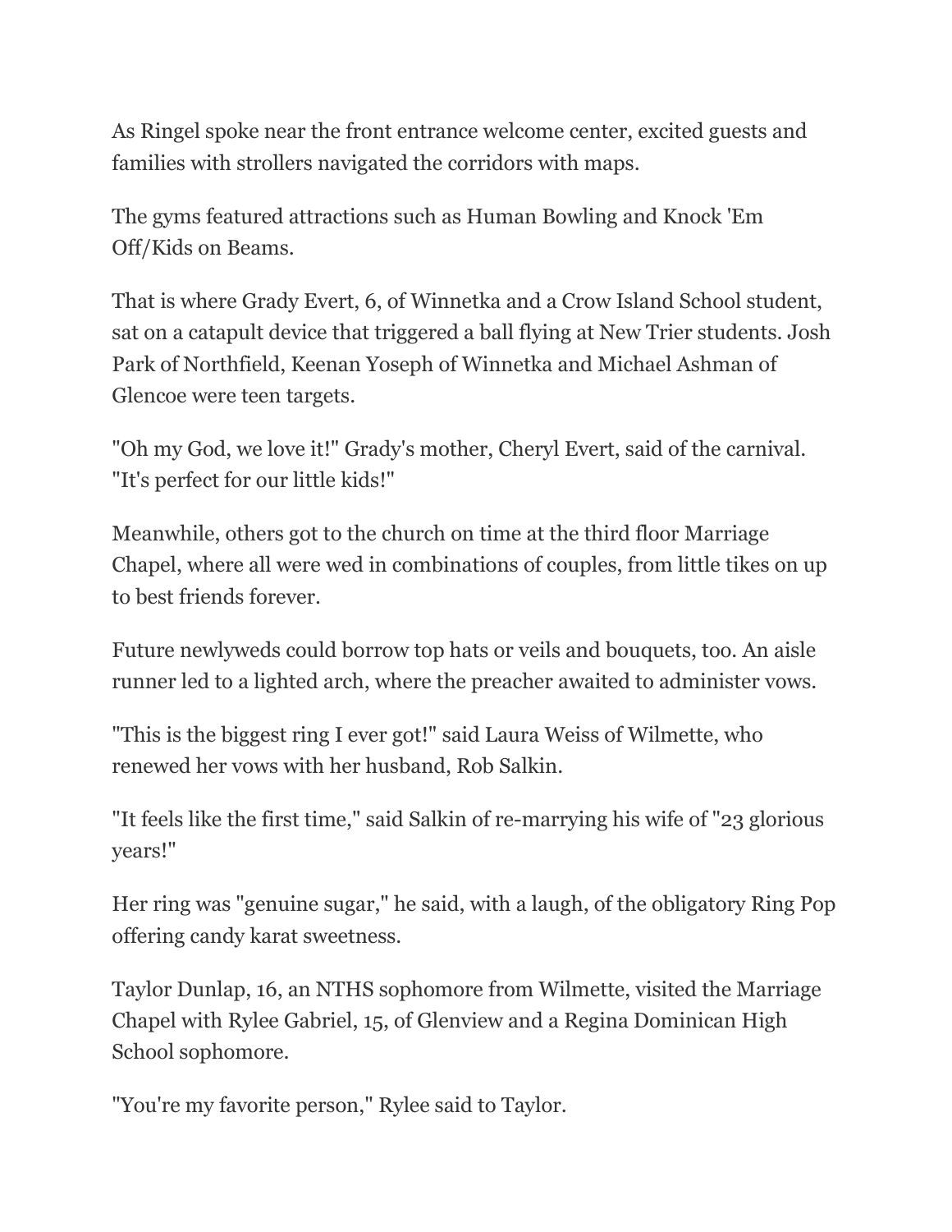As Ringel spoke near the front entrance welcome center, excited guests and families with strollers navigated the corridors with maps.

The gyms featured attractions such as Human Bowling and Knock 'Em Off/Kids on Beams.

That is where Grady Evert, 6, of Winnetka and a Crow Island School student, sat on a catapult device that triggered a ball flying at New Trier students. Josh Park of Northfield, Keenan Yoseph of Winnetka and Michael Ashman of Glencoe were teen targets.

"Oh my God, we love it!" Grady's mother, Cheryl Evert, said of the carnival. "It's perfect for our little kids!"

Meanwhile, others got to the church on time at the third floor Marriage Chapel, where all were wed in combinations of couples, from little tikes on up to best friends forever.

Future newlyweds could borrow top hats or veils and bouquets, too. An aisle runner led to a lighted arch, where the preacher awaited to administer vows.

"This is the biggest ring I ever got!" said Laura Weiss of Wilmette, who renewed her vows with her husband, Rob Salkin.

"It feels like the first time," said Salkin of re-marrying his wife of "23 glorious years!"

Her ring was "genuine sugar," he said, with a laugh, of the obligatory Ring Pop offering candy karat sweetness.

Taylor Dunlap, 16, an NTHS sophomore from Wilmette, visited the Marriage Chapel with Rylee Gabriel, 15, of Glenview and a Regina Dominican High School sophomore.

"You're my favorite person," Rylee said to Taylor.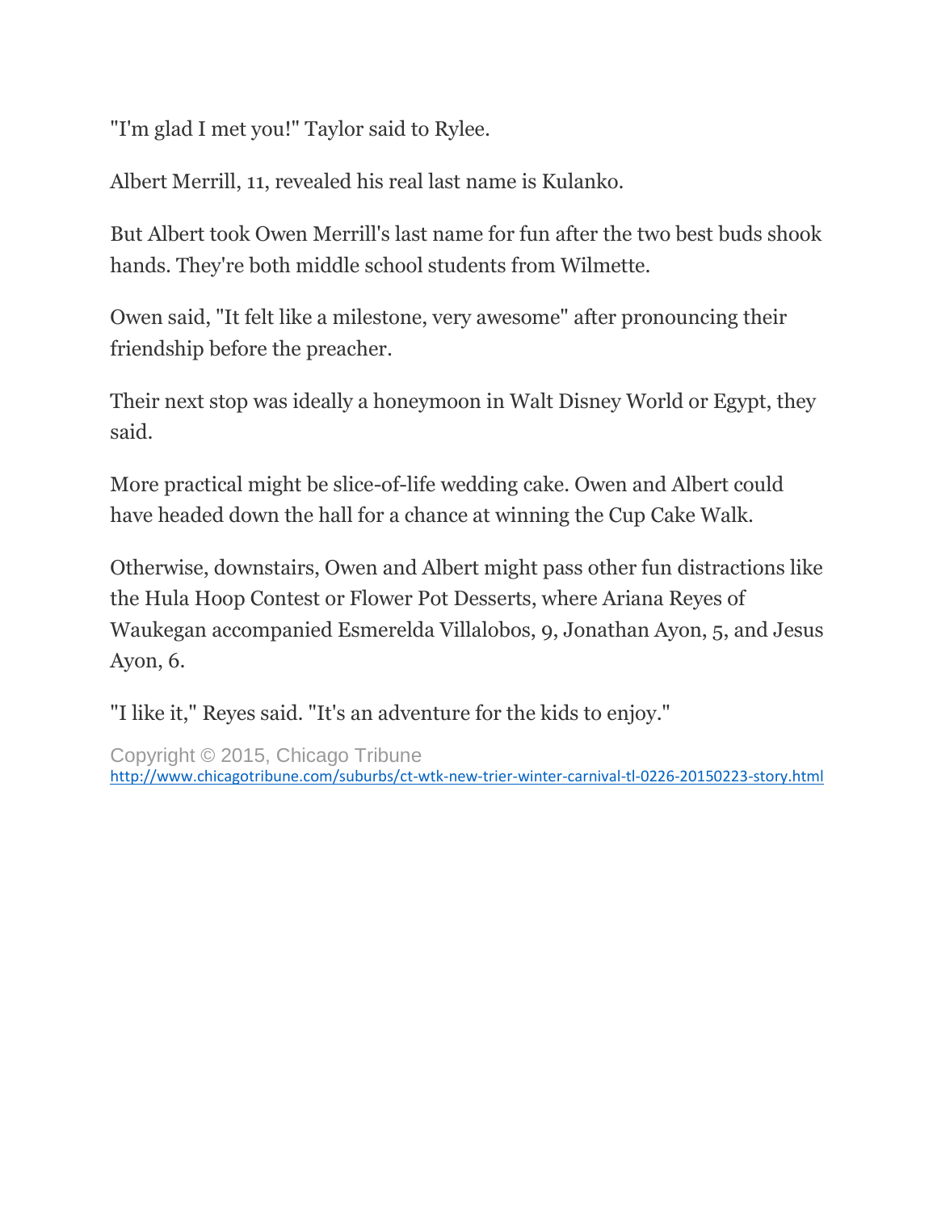"I'm glad I met you!" Taylor said to Rylee.

Albert Merrill, 11, revealed his real last name is Kulanko.

But Albert took Owen Merrill's last name for fun after the two best buds shook hands. They're both middle school students from Wilmette.

Owen said, "It felt like a milestone, very awesome" after pronouncing their friendship before the preacher.

Their next stop was ideally a honeymoon in Walt Disney World or Egypt, they said.

More practical might be slice-of-life wedding cake. Owen and Albert could have headed down the hall for a chance at winning the Cup Cake Walk.

Otherwise, downstairs, Owen and Albert might pass other fun distractions like the Hula Hoop Contest or Flower Pot Desserts, where Ariana Reyes of Waukegan accompanied Esmerelda Villalobos, 9, Jonathan Ayon, 5, and Jesus Ayon, 6.

"I like it," Reyes said. "It's an adventure for the kids to enjoy."

Copyright © 2015, Chicago Tribune
http://www.chicagotribune.com/suburbs/ct-wtk-new-trier-winter-carnival-tl-0226-20150223-story.html